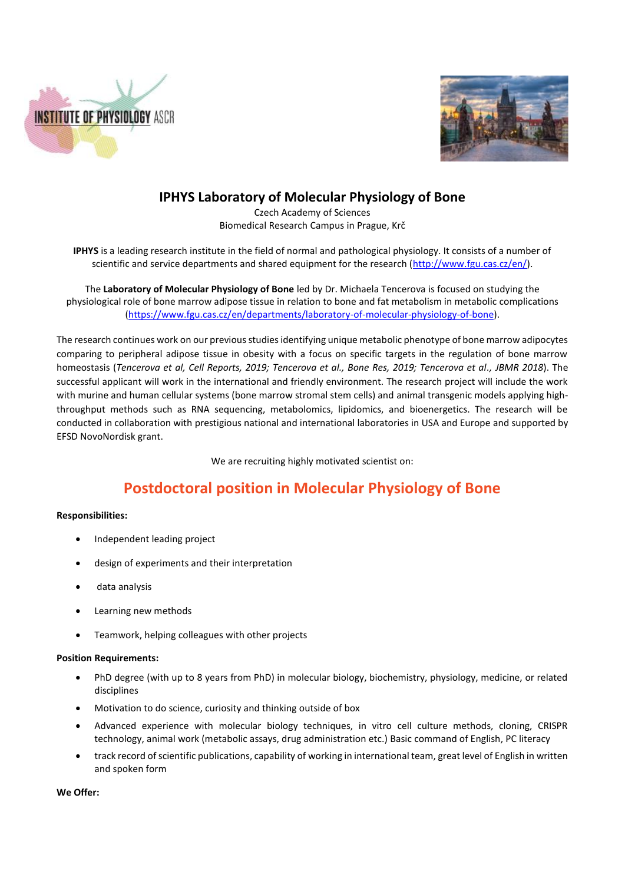# IPHYS Laboratory of Molecular Physiology of Bone

Czech Academy of Sciences
Biomedical Research Campus in Prague, Krč

**IPHYS** is a leading research institute in the field of normal and pathological physiology. It consists of a number of scientific and service departments and shared equipment for the research (http://www.fgu.cas.cz/en/).

The **Laboratory of Molecular Physiology of Bone** led by Dr. Michaela Tencerova is focused on studying the physiological role of bone marrow adipose tissue in relation to bone and fat metabolism in metabolic complications (https://www.fgu.cas.cz/en/departments/laboratory-of-molecular-physiology-of-bone).

The research continues work on our previous studies identifying unique metabolic phenotype of bone marrow adipocytes comparing to peripheral adipose tissue in obesity with a focus on specific targets in the regulation of bone marrow homeostasis (*Tencerova et al, Cell Reports, 2019; Tencerova et al., Bone Res, 2019; Tencerova et al., JBMR 2018*). The successful applicant will work in the international and friendly environment. The research project will include the work with murine and human cellular systems (bone marrow stromal stem cells) and animal transgenic models applying high-throughput methods such as RNA sequencing, metabolomics, lipidomics, and bioenergetics. The research will be conducted in collaboration with prestigious national and international laboratories in USA and Europe and supported by EFSD NovoNordisk grant.

We are recruiting highly motivated scientist on:

## Postdoctoral position in Molecular Physiology of Bone

**Responsibilities:**

- Independent leading project
- design of experiments and their interpretation
- data analysis
- Learning new methods
- Teamwork, helping colleagues with other projects

**Position Requirements:**

- PhD degree (with up to 8 years from PhD) in molecular biology, biochemistry, physiology, medicine, or related disciplines
- Motivation to do science, curiosity and thinking outside of box
- Advanced experience with molecular biology techniques, in vitro cell culture methods, cloning, CRISPR technology, animal work (metabolic assays, drug administration etc.) Basic command of English, PC literacy
- track record of scientific publications, capability of working in international team, great level of English in written and spoken form

**We Offer:**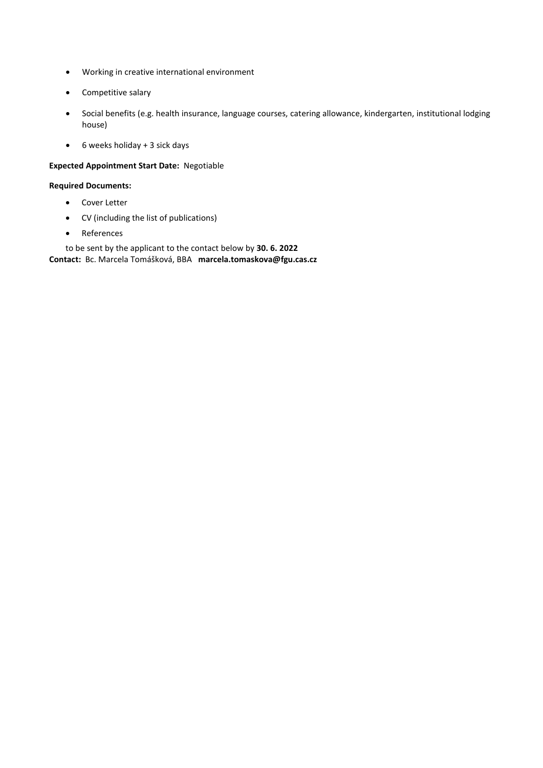- Working in creative international environment
- Competitive salary
- Social benefits (e.g. health insurance, language courses, catering allowance, kindergarten, institutional lodging house)
- 6 weeks holiday + 3 sick days

**Expected Appointment Start Date:** Negotiable

**Required Documents:**

- Cover Letter
- CV (including the list of publications)
- References

to be sent by the applicant to the contact below by **30. 6. 2022**

**Contact:** Bc. Marcela Tomášková, BBA **marcela.tomaskova@fgu.cas.cz**